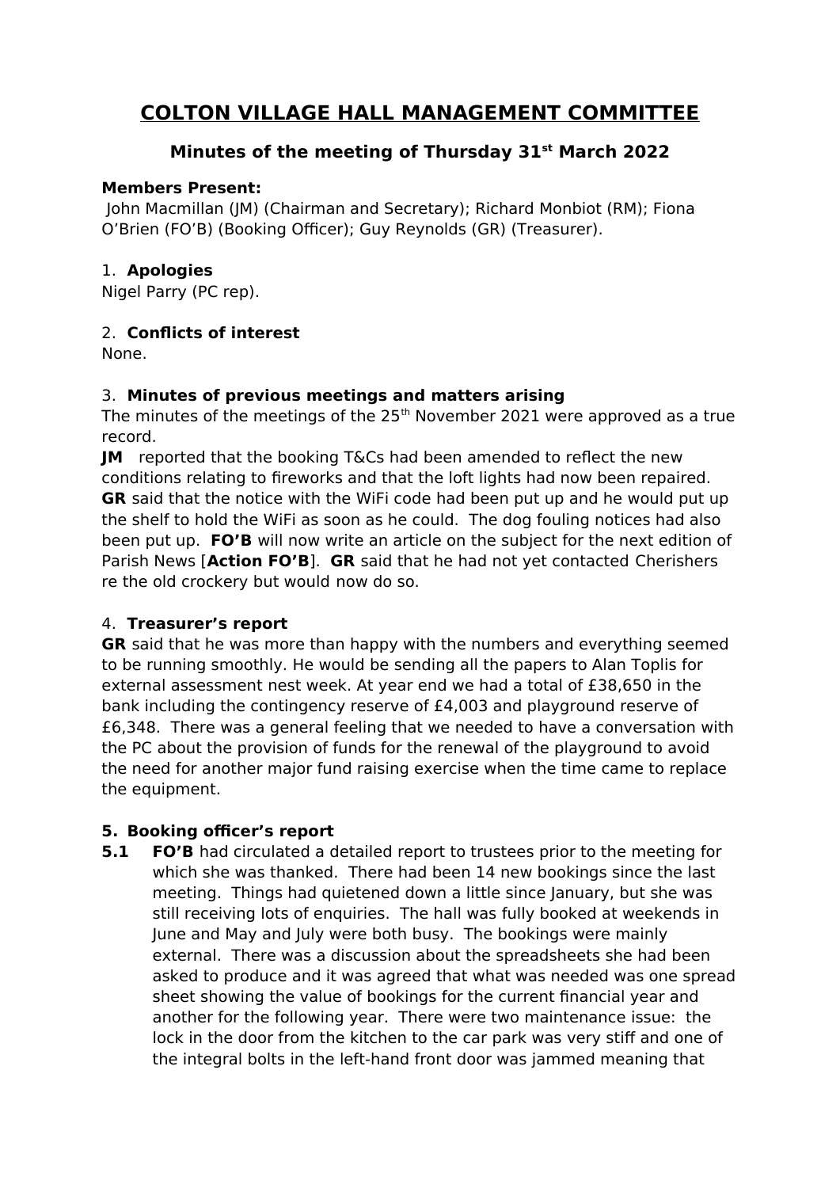# COLTON VILLAGE HALL MANAGEMENT COMMITTEE

## Minutes of the meeting of Thursday 31st March 2022

**Members Present:**
John Macmillan (JM) (Chairman and Secretary); Richard Monbiot (RM); Fiona O'Brien (FO'B) (Booking Officer); Guy Reynolds (GR) (Treasurer).

1. **Apologies**

Nigel Parry (PC rep).

2. **Conflicts of interest**

None.

3. **Minutes of previous meetings and matters arising**

The minutes of the meetings of the 25th November 2021 were approved as a true record.
**JM** reported that the booking T&Cs had been amended to reflect the new conditions relating to fireworks and that the loft lights had now been repaired. **GR** said that the notice with the WiFi code had been put up and he would put up the shelf to hold the WiFi as soon as he could. The dog fouling notices had also been put up. **FO'B** will now write an article on the subject for the next edition of Parish News [**Action FO'B**]. **GR** said that he had not yet contacted Cherishers re the old crockery but would now do so.

4. **Treasurer's report**

**GR** said that he was more than happy with the numbers and everything seemed to be running smoothly. He would be sending all the papers to Alan Toplis for external assessment nest week. At year end we had a total of £38,650 in the bank including the contingency reserve of £4,003 and playground reserve of £6,348. There was a general feeling that we needed to have a conversation with the PC about the provision of funds for the renewal of the playground to avoid the need for another major fund raising exercise when the time came to replace the equipment.

**5. Booking officer's report**

**5.1** **FO'B** had circulated a detailed report to trustees prior to the meeting for which she was thanked. There had been 14 new bookings since the last meeting. Things had quietened down a little since January, but she was still receiving lots of enquiries. The hall was fully booked at weekends in June and May and July were both busy. The bookings were mainly external. There was a discussion about the spreadsheets she had been asked to produce and it was agreed that what was needed was one spread sheet showing the value of bookings for the current financial year and another for the following year. There were two maintenance issue: the lock in the door from the kitchen to the car park was very stiff and one of the integral bolts in the left-hand front door was jammed meaning that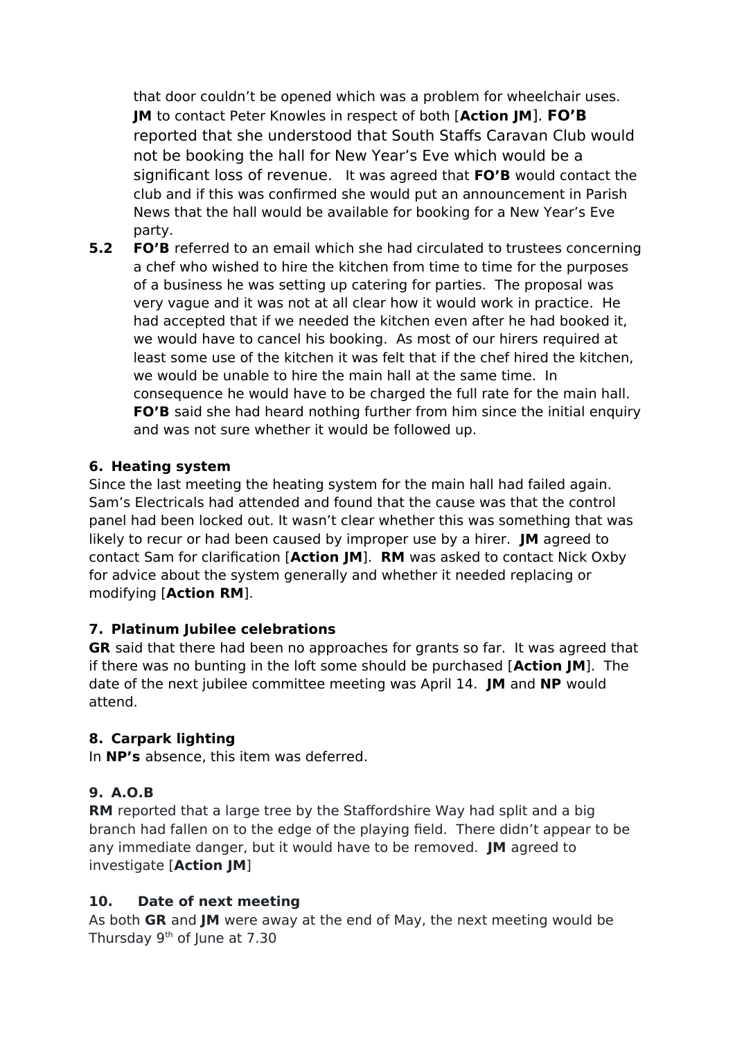that door couldn't be opened which was a problem for wheelchair uses. **JM** to contact Peter Knowles in respect of both [**Action JM**]. **FO'B** reported that she understood that South Staffs Caravan Club would not be booking the hall for New Year's Eve which would be a significant loss of revenue. It was agreed that **FO'B** would contact the club and if this was confirmed she would put an announcement in Parish News that the hall would be available for booking for a New Year's Eve party.

**5.2** **FO'B** referred to an email which she had circulated to trustees concerning a chef who wished to hire the kitchen from time to time for the purposes of a business he was setting up catering for parties. The proposal was very vague and it was not at all clear how it would work in practice. He had accepted that if we needed the kitchen even after he had booked it, we would have to cancel his booking. As most of our hirers required at least some use of the kitchen it was felt that if the chef hired the kitchen, we would be unable to hire the main hall at the same time. In consequence he would have to be charged the full rate for the main hall. **FO'B** said she had heard nothing further from him since the initial enquiry and was not sure whether it would be followed up.

**6. Heating system**

Since the last meeting the heating system for the main hall had failed again. Sam's Electricals had attended and found that the cause was that the control panel had been locked out. It wasn't clear whether this was something that was likely to recur or had been caused by improper use by a hirer. **JM** agreed to contact Sam for clarification [**Action JM**]. **RM** was asked to contact Nick Oxby for advice about the system generally and whether it needed replacing or modifying [**Action RM**].

**7. Platinum Jubilee celebrations**

**GR** said that there had been no approaches for grants so far. It was agreed that if there was no bunting in the loft some should be purchased [**Action JM**]. The date of the next jubilee committee meeting was April 14. **JM** and **NP** would attend.

**8. Carpark lighting**

In **NP's** absence, this item was deferred.

**9. A.O.B**

**RM** reported that a large tree by the Staffordshire Way had split and a big branch had fallen on to the edge of the playing field. There didn't appear to be any immediate danger, but it would have to be removed. **JM** agreed to investigate [**Action JM**]

**10. Date of next meeting**

As both **GR** and **JM** were away at the end of May, the next meeting would be Thursday 9th of June at 7.30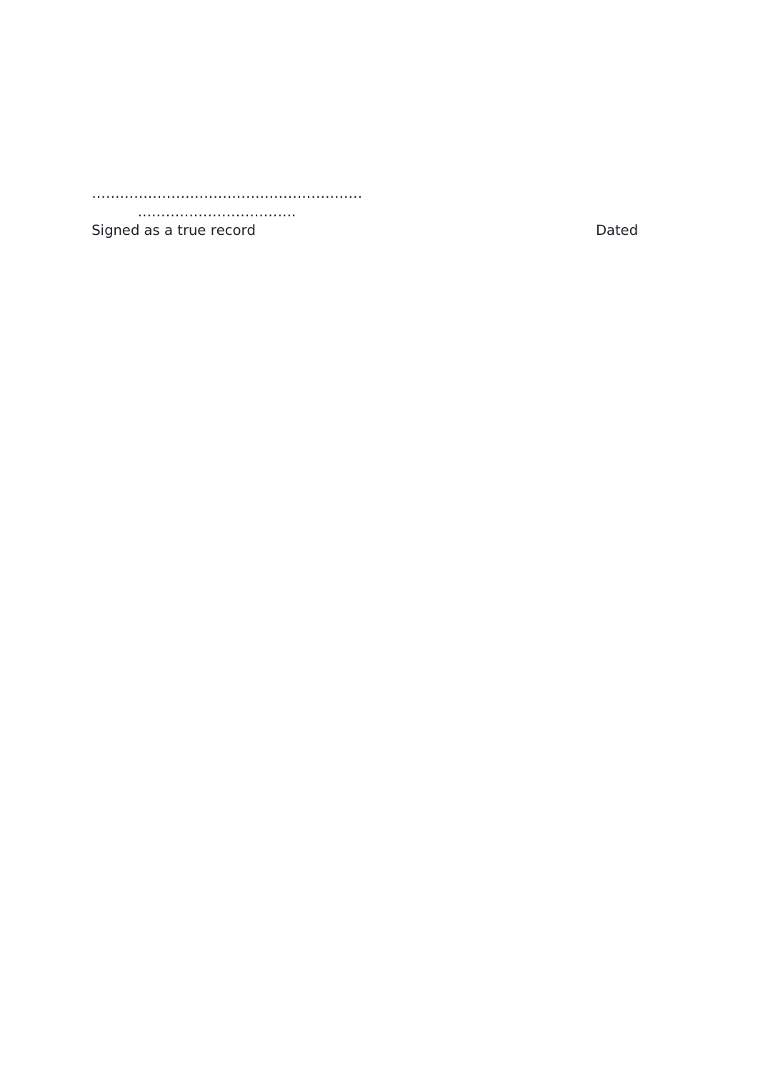…………………………………………………

…………………………….

Signed as a true record                                                                 Dated